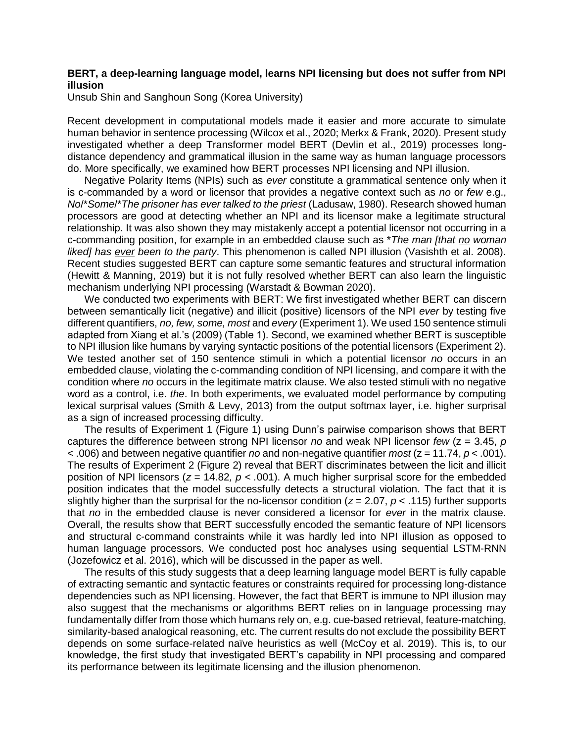**BERT, a deep-learning language model, learns NPI licensing but does not suffer from NPI illusion**

Unsub Shin and Sanghoun Song (Korea University)

Recent development in computational models made it easier and more accurate to simulate human behavior in sentence processing (Wilcox et al., 2020; Merkx & Frank, 2020). Present study investigated whether a deep Transformer model BERT (Devlin et al., 2019) processes long-distance dependency and grammatical illusion in the same way as human language processors do. More specifically, we examined how BERT processes NPI licensing and NPI illusion.

Negative Polarity Items (NPIs) such as *ever* constitute a grammatical sentence only when it is c-commanded by a word or licensor that provides a negative context such as *no* or *few* e.g., *No*/\**Some*/\**The prisoner has ever talked to the priest* (Ladusaw, 1980). Research showed human processors are good at detecting whether an NPI and its licensor make a legitimate structural relationship. It was also shown they may mistakenly accept a potential licensor not occurring in a c-commanding position, for example in an embedded clause such as \**The man [that <u>no</u> woman liked] has <u>ever</u> been to the party*. This phenomenon is called NPI illusion (Vasishth et al. 2008). Recent studies suggested BERT can capture some semantic features and structural information (Hewitt & Manning, 2019) but it is not fully resolved whether BERT can also learn the linguistic mechanism underlying NPI processing (Warstadt & Bowman 2020).

We conducted two experiments with BERT: We first investigated whether BERT can discern between semantically licit (negative) and illicit (positive) licensors of the NPI *ever* by testing five different quantifiers, *no, few, some, most* and *every* (Experiment 1). We used 150 sentence stimuli adapted from Xiang et al.'s (2009) (Table 1). Second, we examined whether BERT is susceptible to NPI illusion like humans by varying syntactic positions of the potential licensors (Experiment 2). We tested another set of 150 sentence stimuli in which a potential licensor *no* occurs in an embedded clause, violating the c-commanding condition of NPI licensing, and compare it with the condition where *no* occurs in the legitimate matrix clause. We also tested stimuli with no negative word as a control, i.e. *the*. In both experiments, we evaluated model performance by computing lexical surprisal values (Smith & Levy, 2013) from the output softmax layer, i.e. higher surprisal as a sign of increased processing difficulty.

The results of Experiment 1 (Figure 1) using Dunn's pairwise comparison shows that BERT captures the difference between strong NPI licensor *no* and weak NPI licensor *few* ($z = 3.45$, $p < .006$) and between negative quantifier *no* and non-negative quantifier *most* ($z = 11.74$, $p < .001$). The results of Experiment 2 (Figure 2) reveal that BERT discriminates between the licit and illicit position of NPI licensors ($z = 14.82$, $p < .001$). A much higher surprisal score for the embedded position indicates that the model successfully detects a structural violation. The fact that it is slightly higher than the surprisal for the no-licensor condition ($z = 2.07$, $p < .115$) further supports that *no* in the embedded clause is never considered a licensor for *ever* in the matrix clause. Overall, the results show that BERT successfully encoded the semantic feature of NPI licensors and structural c-command constraints while it was hardly led into NPI illusion as opposed to human language processors. We conducted post hoc analyses using sequential LSTM-RNN (Jozefowicz et al. 2016), which will be discussed in the paper as well.

The results of this study suggests that a deep learning language model BERT is fully capable of extracting semantic and syntactic features or constraints required for processing long-distance dependencies such as NPI licensing. However, the fact that BERT is immune to NPI illusion may also suggest that the mechanisms or algorithms BERT relies on in language processing may fundamentally differ from those which humans rely on, e.g. cue-based retrieval, feature-matching, similarity-based analogical reasoning, etc. The current results do not exclude the possibility BERT depends on some surface-related naïve heuristics as well (McCoy et al. 2019). This is, to our knowledge, the first study that investigated BERT's capability in NPI processing and compared its performance between its legitimate licensing and the illusion phenomenon.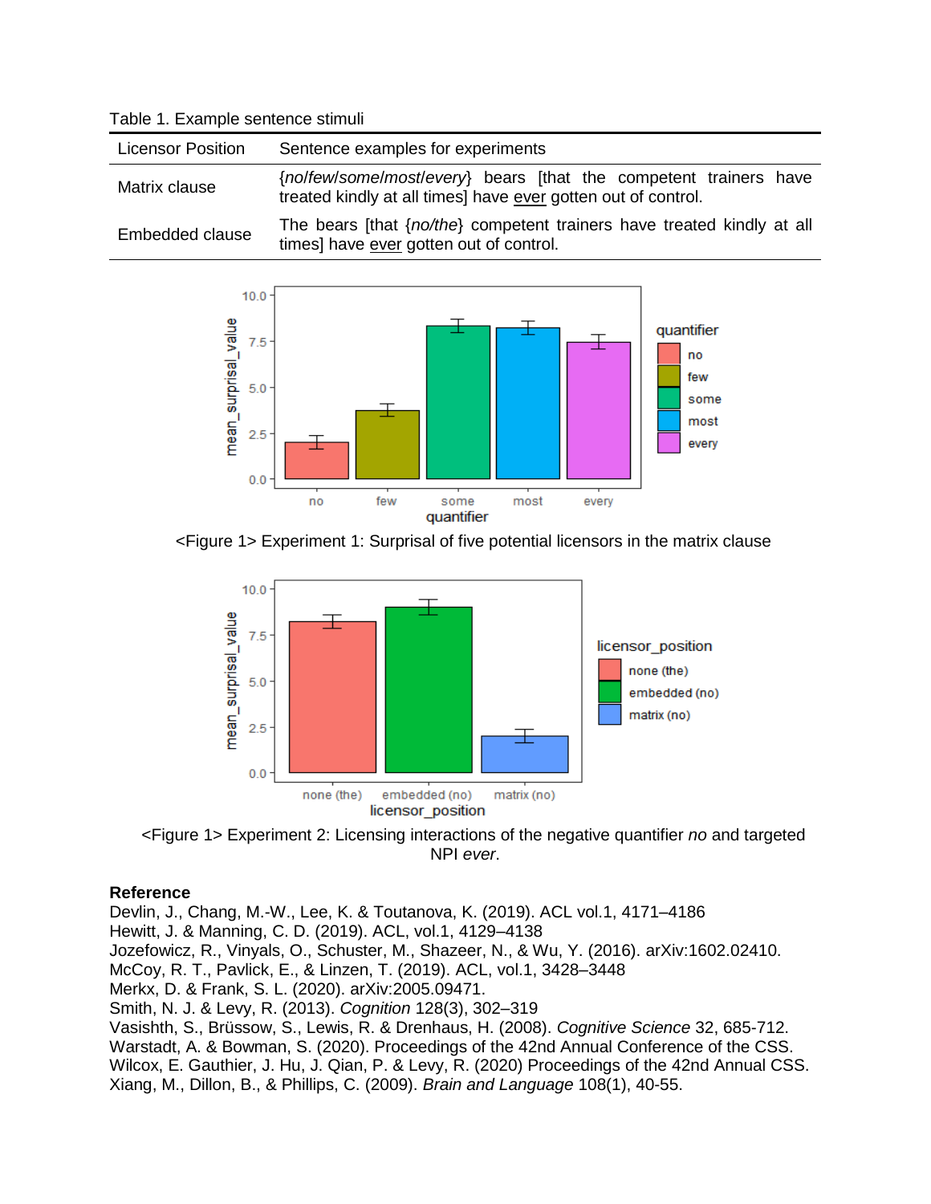Table 1. Example sentence stimuli

| Licensor Position | Sentence examples for experiments |
|---|---|
| Matrix clause | {*no*/*few*/*some*/*most*/*every*} bears [that the competent trainers have treated kindly at all times] have ever gotten out of control. |
| Embedded clause | The bears [that {*no/the*} competent trainers have treated kindly at all times] have ever gotten out of control. |

10.0
7.5
5.0
2.5
0.0
mean_surprisal_value
no
few
some
most
every
quantifier
quantifier
no
few
some
most
every

<Figure 1> Experiment 1: Surprisal of five potential licensors in the matrix clause

10.0
7.5
5.0
2.5
0.0
mean_surprisal_value
none (the)
embedded (no)
matrix (no)
licensor_position
licensor_position
none (the)
embedded (no)
matrix (no)

<Figure 1> Experiment 2: Licensing interactions of the negative quantifier *no* and targeted NPI *ever*.

**Reference**

Devlin, J., Chang, M.-W., Lee, K. & Toutanova, K. (2019). ACL vol.1, 4171–4186
Hewitt, J. & Manning, C. D. (2019). ACL, vol.1, 4129–4138
Jozefowicz, R., Vinyals, O., Schuster, M., Shazeer, N., & Wu, Y. (2016). arXiv:1602.02410.
McCoy, R. T., Pavlick, E., & Linzen, T. (2019). ACL, vol.1, 3428–3448
Merkx, D. & Frank, S. L. (2020). arXiv:2005.09471.
Smith, N. J. & Levy, R. (2013). *Cognition* 128(3), 302–319
Vasishth, S., Brüssow, S., Lewis, R. & Drenhaus, H. (2008). *Cognitive Science* 32, 685-712.
Warstadt, A. & Bowman, S. (2020). Proceedings of the 42nd Annual Conference of the CSS.
Wilcox, E. Gauthier, J. Hu, J. Qian, P. & Levy, R. (2020) Proceedings of the 42nd Annual CSS.
Xiang, M., Dillon, B., & Phillips, C. (2009). *Brain and Language* 108(1), 40-55.